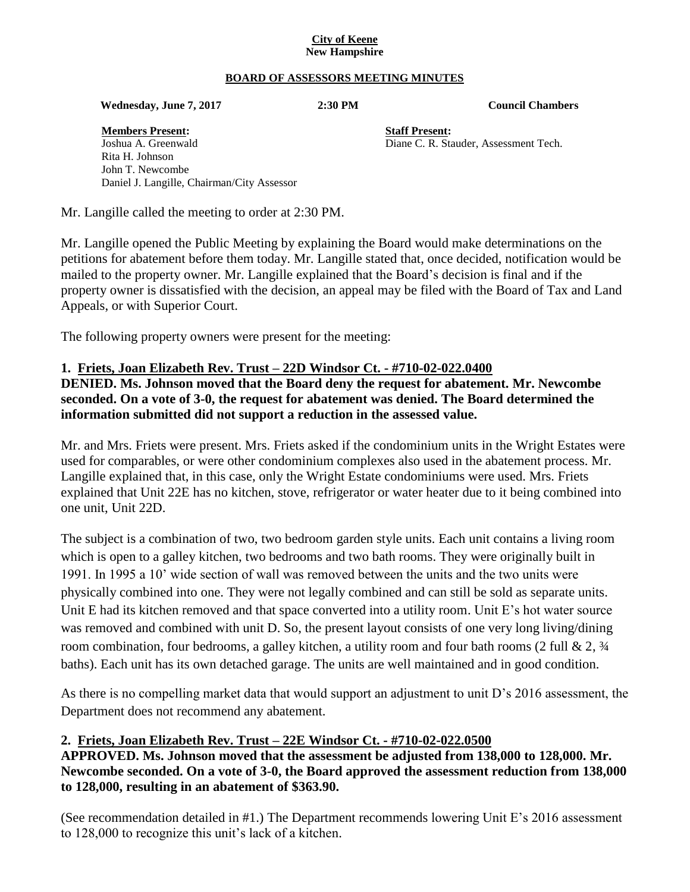**City of Keene**
**New Hampshire**

**BOARD OF ASSESSORS MEETING MINUTES**

**Wednesday, June 7, 2017** **2:30 PM** **Council Chambers**

**Members Present:**
Joshua A. Greenwald
Rita H. Johnson
John T. Newcombe
Daniel J. Langille, Chairman/City Assessor

**Staff Present:**
Diane C. R. Stauder, Assessment Tech.

Mr. Langille called the meeting to order at 2:30 PM.

Mr. Langille opened the Public Meeting by explaining the Board would make determinations on the petitions for abatement before them today. Mr. Langille stated that, once decided, notification would be mailed to the property owner. Mr. Langille explained that the Board's decision is final and if the property owner is dissatisfied with the decision, an appeal may be filed with the Board of Tax and Land Appeals, or with Superior Court.

The following property owners were present for the meeting:

**1. Friets, Joan Elizabeth Rev. Trust – 22D Windsor Ct. - #710-02-022.0400**
**DENIED. Ms. Johnson moved that the Board deny the request for abatement. Mr. Newcombe seconded. On a vote of 3-0, the request for abatement was denied. The Board determined the information submitted did not support a reduction in the assessed value.**

Mr. and Mrs. Friets were present. Mrs. Friets asked if the condominium units in the Wright Estates were used for comparables, or were other condominium complexes also used in the abatement process. Mr. Langille explained that, in this case, only the Wright Estate condominiums were used. Mrs. Friets explained that Unit 22E has no kitchen, stove, refrigerator or water heater due to it being combined into one unit, Unit 22D.

The subject is a combination of two, two bedroom garden style units. Each unit contains a living room which is open to a galley kitchen, two bedrooms and two bath rooms. They were originally built in 1991. In 1995 a 10' wide section of wall was removed between the units and the two units were physically combined into one. They were not legally combined and can still be sold as separate units. Unit E had its kitchen removed and that space converted into a utility room. Unit E's hot water source was removed and combined with unit D. So, the present layout consists of one very long living/dining room combination, four bedrooms, a galley kitchen, a utility room and four bath rooms (2 full & 2, ¾ baths). Each unit has its own detached garage. The units are well maintained and in good condition.

As there is no compelling market data that would support an adjustment to unit D's 2016 assessment, the Department does not recommend any abatement.

**2. Friets, Joan Elizabeth Rev. Trust – 22E Windsor Ct. - #710-02-022.0500**
**APPROVED. Ms. Johnson moved that the assessment be adjusted from 138,000 to 128,000. Mr. Newcombe seconded. On a vote of 3-0, the Board approved the assessment reduction from 138,000 to 128,000, resulting in an abatement of $363.90.**

(See recommendation detailed in #1.) The Department recommends lowering Unit E's 2016 assessment to 128,000 to recognize this unit's lack of a kitchen.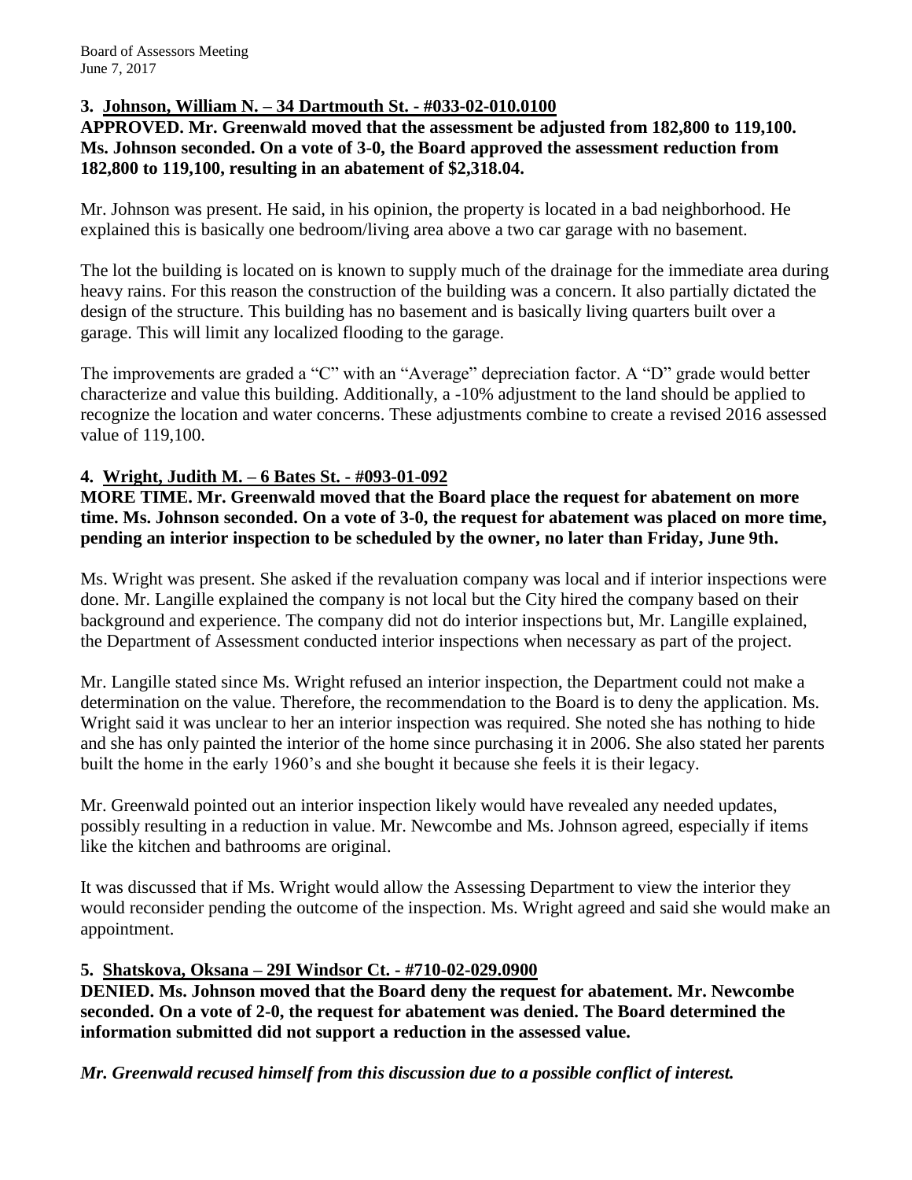### 3. Johnson, William N. – 34 Dartmouth St. - #033-02-010.0100

**APPROVED. Mr. Greenwald moved that the assessment be adjusted from 182,800 to 119,100. Ms. Johnson seconded. On a vote of 3-0, the Board approved the assessment reduction from 182,800 to 119,100, resulting in an abatement of $2,318.04.**

Mr. Johnson was present. He said, in his opinion, the property is located in a bad neighborhood. He explained this is basically one bedroom/living area above a two car garage with no basement.

The lot the building is located on is known to supply much of the drainage for the immediate area during heavy rains. For this reason the construction of the building was a concern. It also partially dictated the design of the structure. This building has no basement and is basically living quarters built over a garage. This will limit any localized flooding to the garage.

The improvements are graded a "C" with an "Average" depreciation factor. A "D" grade would better characterize and value this building. Additionally, a -10% adjustment to the land should be applied to recognize the location and water concerns. These adjustments combine to create a revised 2016 assessed value of 119,100.

### 4. Wright, Judith M. – 6 Bates St. - #093-01-092

**MORE TIME. Mr. Greenwald moved that the Board place the request for abatement on more time. Ms. Johnson seconded. On a vote of 3-0, the request for abatement was placed on more time, pending an interior inspection to be scheduled by the owner, no later than Friday, June 9th.**

Ms. Wright was present. She asked if the revaluation company was local and if interior inspections were done. Mr. Langille explained the company is not local but the City hired the company based on their background and experience. The company did not do interior inspections but, Mr. Langille explained, the Department of Assessment conducted interior inspections when necessary as part of the project.

Mr. Langille stated since Ms. Wright refused an interior inspection, the Department could not make a determination on the value. Therefore, the recommendation to the Board is to deny the application. Ms. Wright said it was unclear to her an interior inspection was required. She noted she has nothing to hide and she has only painted the interior of the home since purchasing it in 2006. She also stated her parents built the home in the early 1960's and she bought it because she feels it is their legacy.

Mr. Greenwald pointed out an interior inspection likely would have revealed any needed updates, possibly resulting in a reduction in value. Mr. Newcombe and Ms. Johnson agreed, especially if items like the kitchen and bathrooms are original.

It was discussed that if Ms. Wright would allow the Assessing Department to view the interior they would reconsider pending the outcome of the inspection. Ms. Wright agreed and said she would make an appointment.

### 5. Shatskova, Oksana – 29I Windsor Ct. - #710-02-029.0900

**DENIED. Ms. Johnson moved that the Board deny the request for abatement. Mr. Newcombe seconded. On a vote of 2-0, the request for abatement was denied. The Board determined the information submitted did not support a reduction in the assessed value.**

***Mr. Greenwald recused himself from this discussion due to a possible conflict of interest.***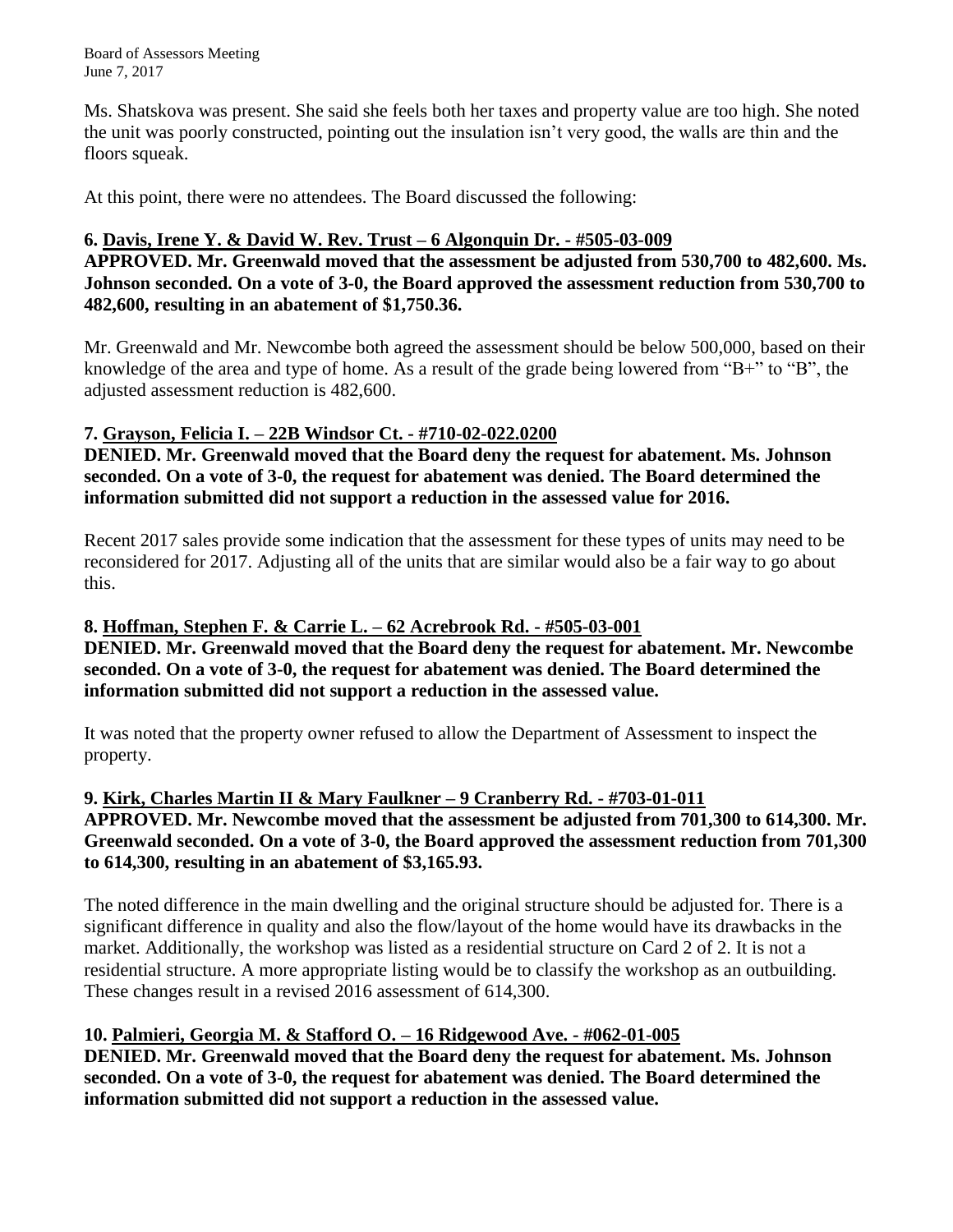Ms. Shatskova was present. She said she feels both her taxes and property value are too high. She noted the unit was poorly constructed, pointing out the insulation isn't very good, the walls are thin and the floors squeak.

At this point, there were no attendees. The Board discussed the following:

**6. Davis, Irene Y. & David W. Rev. Trust – 6 Algonquin Dr. - #505-03-009**

**APPROVED. Mr. Greenwald moved that the assessment be adjusted from 530,700 to 482,600. Ms. Johnson seconded. On a vote of 3-0, the Board approved the assessment reduction from 530,700 to 482,600, resulting in an abatement of $1,750.36.**

Mr. Greenwald and Mr. Newcombe both agreed the assessment should be below 500,000, based on their knowledge of the area and type of home. As a result of the grade being lowered from "B+" to "B", the adjusted assessment reduction is 482,600.

**7. Grayson, Felicia I. – 22B Windsor Ct. - #710-02-022.0200**

**DENIED. Mr. Greenwald moved that the Board deny the request for abatement. Ms. Johnson seconded. On a vote of 3-0, the request for abatement was denied. The Board determined the information submitted did not support a reduction in the assessed value for 2016.**

Recent 2017 sales provide some indication that the assessment for these types of units may need to be reconsidered for 2017. Adjusting all of the units that are similar would also be a fair way to go about this.

**8. Hoffman, Stephen F. & Carrie L. – 62 Acrebrook Rd. - #505-03-001**

**DENIED. Mr. Greenwald moved that the Board deny the request for abatement. Mr. Newcombe seconded. On a vote of 3-0, the request for abatement was denied. The Board determined the information submitted did not support a reduction in the assessed value.**

It was noted that the property owner refused to allow the Department of Assessment to inspect the property.

**9. Kirk, Charles Martin II & Mary Faulkner – 9 Cranberry Rd. - #703-01-011**

**APPROVED. Mr. Newcombe moved that the assessment be adjusted from 701,300 to 614,300. Mr. Greenwald seconded. On a vote of 3-0, the Board approved the assessment reduction from 701,300 to 614,300, resulting in an abatement of $3,165.93.**

The noted difference in the main dwelling and the original structure should be adjusted for. There is a significant difference in quality and also the flow/layout of the home would have its drawbacks in the market. Additionally, the workshop was listed as a residential structure on Card 2 of 2. It is not a residential structure. A more appropriate listing would be to classify the workshop as an outbuilding. These changes result in a revised 2016 assessment of 614,300.

**10. Palmieri, Georgia M. & Stafford O. – 16 Ridgewood Ave. - #062-01-005**

**DENIED. Mr. Greenwald moved that the Board deny the request for abatement. Ms. Johnson seconded. On a vote of 3-0, the request for abatement was denied. The Board determined the information submitted did not support a reduction in the assessed value.**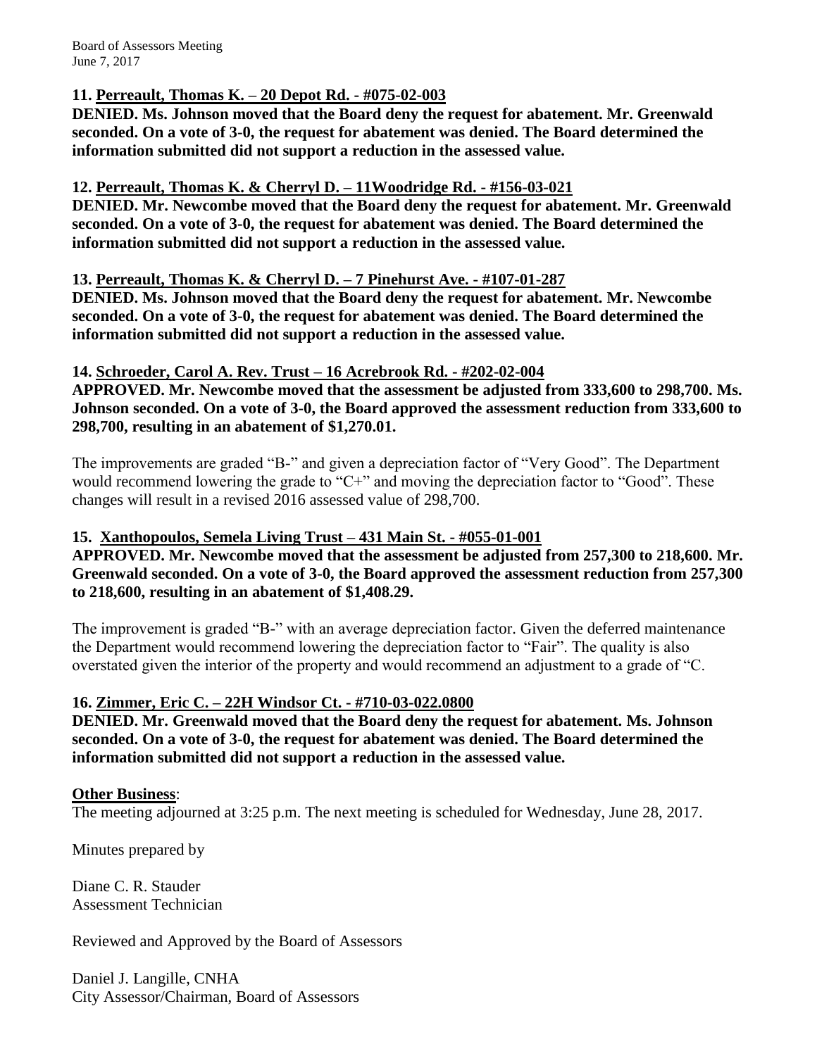**11. Perreault, Thomas K. – 20 Depot Rd. - #075-02-003**
**DENIED. Ms. Johnson moved that the Board deny the request for abatement. Mr. Greenwald seconded. On a vote of 3-0, the request for abatement was denied. The Board determined the information submitted did not support a reduction in the assessed value.**

**12. Perreault, Thomas K. & Cherryl D. – 11Woodridge Rd. - #156-03-021**
**DENIED. Mr. Newcombe moved that the Board deny the request for abatement. Mr. Greenwald seconded. On a vote of 3-0, the request for abatement was denied. The Board determined the information submitted did not support a reduction in the assessed value.**

**13. Perreault, Thomas K. & Cherryl D. – 7 Pinehurst Ave. - #107-01-287**
**DENIED. Ms. Johnson moved that the Board deny the request for abatement. Mr. Newcombe seconded. On a vote of 3-0, the request for abatement was denied. The Board determined the information submitted did not support a reduction in the assessed value.**

**14. Schroeder, Carol A. Rev. Trust – 16 Acrebrook Rd. - #202-02-004**
**APPROVED. Mr. Newcombe moved that the assessment be adjusted from 333,600 to 298,700. Ms. Johnson seconded. On a vote of 3-0, the Board approved the assessment reduction from 333,600 to 298,700, resulting in an abatement of $1,270.01.**

The improvements are graded "B-" and given a depreciation factor of "Very Good". The Department would recommend lowering the grade to "C+" and moving the depreciation factor to "Good". These changes will result in a revised 2016 assessed value of 298,700.

**15. Xanthopoulos, Semela Living Trust – 431 Main St. - #055-01-001**
**APPROVED. Mr. Newcombe moved that the assessment be adjusted from 257,300 to 218,600. Mr. Greenwald seconded. On a vote of 3-0, the Board approved the assessment reduction from 257,300 to 218,600, resulting in an abatement of $1,408.29.**

The improvement is graded "B-" with an average depreciation factor. Given the deferred maintenance the Department would recommend lowering the depreciation factor to "Fair". The quality is also overstated given the interior of the property and would recommend an adjustment to a grade of "C.

**16. Zimmer, Eric C. – 22H Windsor Ct. - #710-03-022.0800**
**DENIED. Mr. Greenwald moved that the Board deny the request for abatement. Ms. Johnson seconded. On a vote of 3-0, the request for abatement was denied. The Board determined the information submitted did not support a reduction in the assessed value.**

**Other Business**:
The meeting adjourned at 3:25 p.m. The next meeting is scheduled for Wednesday, June 28, 2017.

Minutes prepared by

Diane C. R. Stauder
Assessment Technician

Reviewed and Approved by the Board of Assessors

Daniel J. Langille, CNHA
City Assessor/Chairman, Board of Assessors